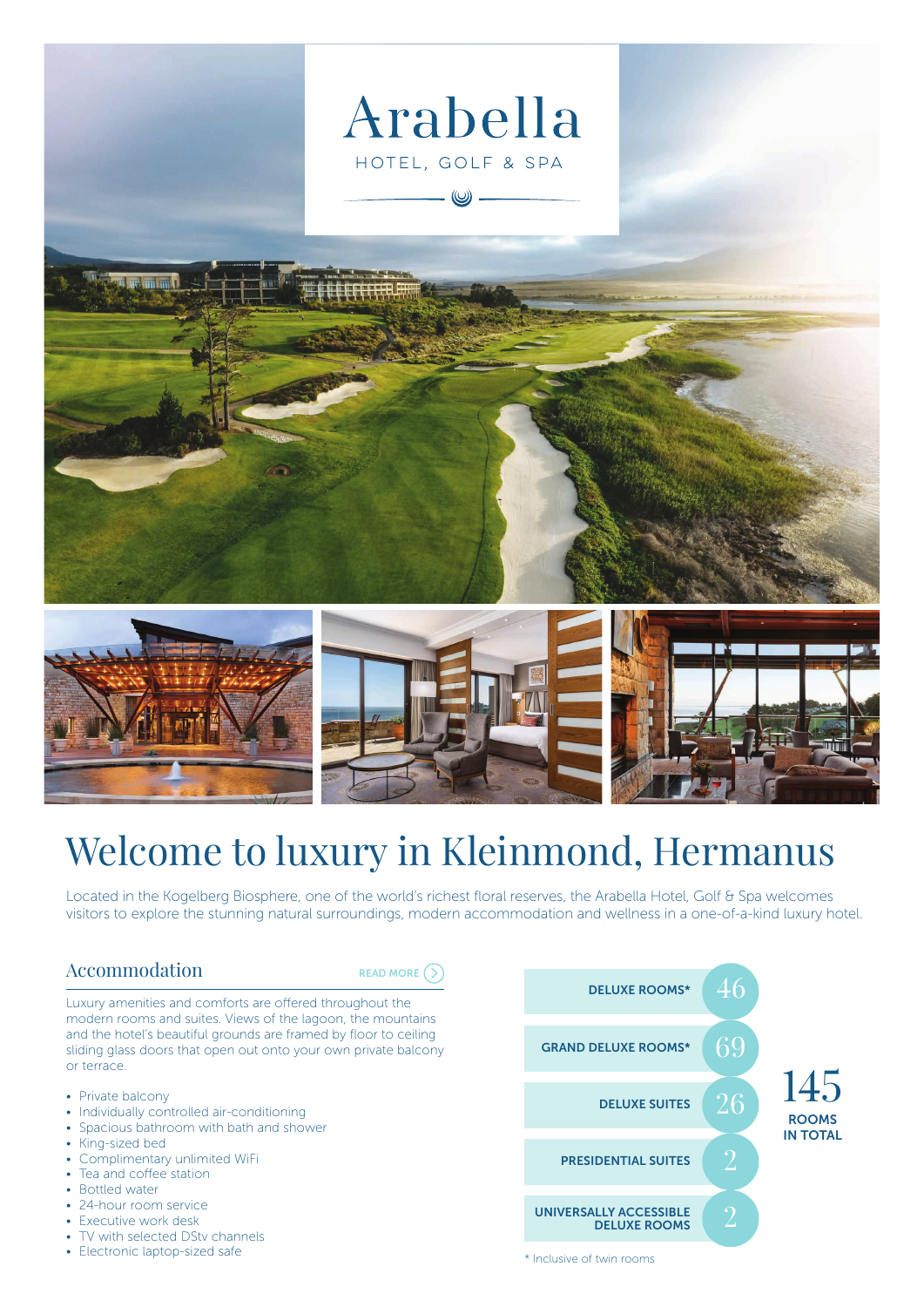# Arabella

HOTEL, GOLF & SPA

# Welcome to luxury in Kleinmond, Hermanus

Located in the Kogelberg Biosphere, one of the world's richest floral reserves, the Arabella Hotel, Golf & Spa welcomes visitors to explore the stunning natural surroundings, modern accommodation and wellness in a one-of-a-kind luxury hotel.

## Accommodation

READ MORE

Luxury amenities and comforts are offered throughout the modern rooms and suites. Views of the lagoon, the mountains and the hotel's beautiful grounds are framed by floor to ceiling sliding glass doors that open out onto your own private balcony or terrace.

- Private balcony
- Individually controlled air-conditioning
- Spacious bathroom with bath and shower
- King-sized bed
- Complimentary unlimited WiFi
- Tea and coffee station
- Bottled water
- 24-hour room service
- Executive work desk
- TV with selected DStv channels
- Electronic laptop-sized safe

| Room type | Number |
|---|---|
| DELUXE ROOMS* | 46 |
| GRAND DELUXE ROOMS* | 69 |
| DELUXE SUITES | 26 |
| PRESIDENTIAL SUITES | 2 |
| UNIVERSALLY ACCESSIBLE DELUXE ROOMS | 2 |

**145 ROOMS IN TOTAL**

* Inclusive of twin rooms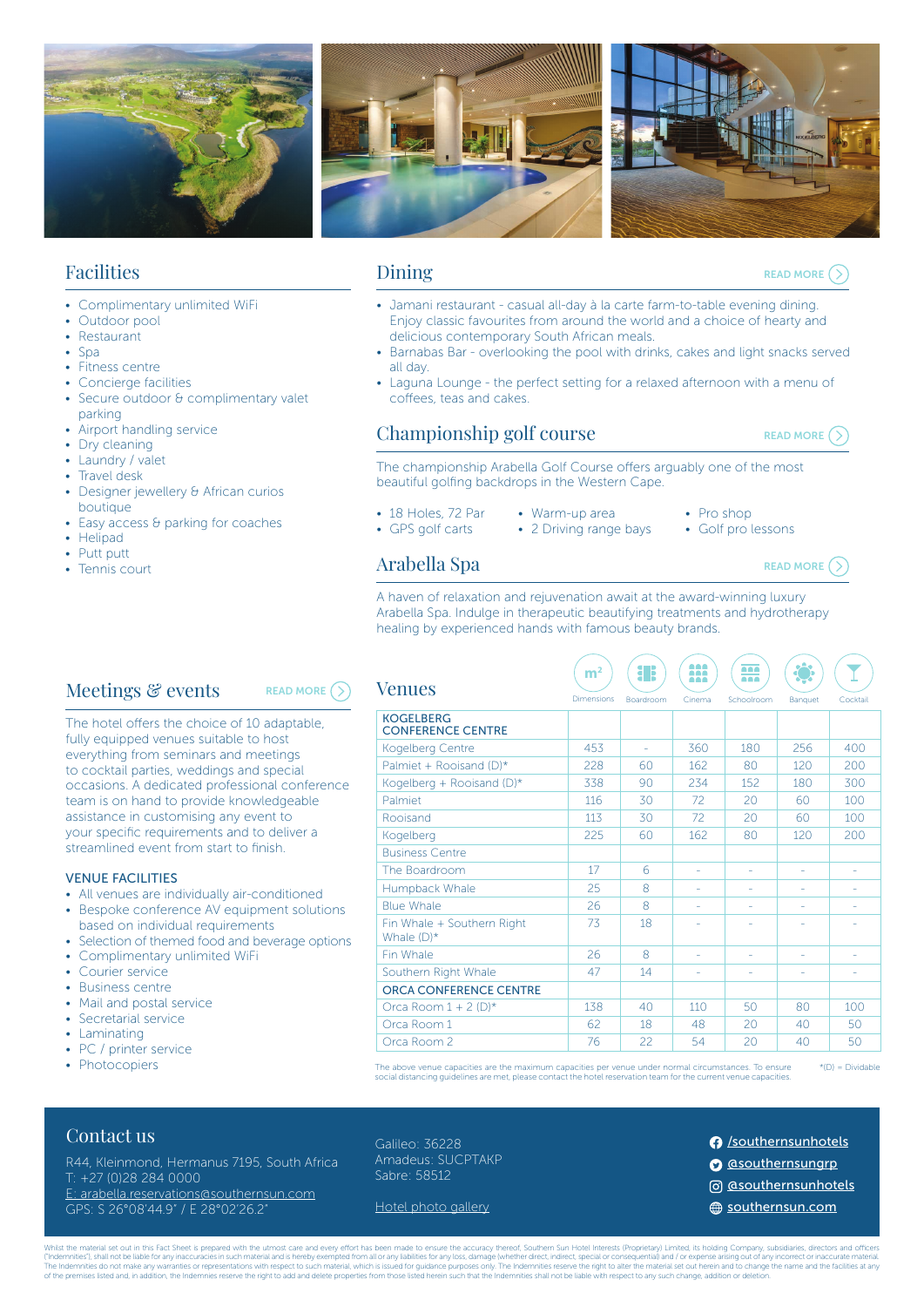## Facilities

- Complimentary unlimited WiFi
- Outdoor pool
- Restaurant
- Spa
- Fitness centre
- Concierge facilities
- Secure outdoor & complimentary valet parking
- Airport handling service
- Dry cleaning
- Laundry / valet
- Travel desk
- Designer jewellery & African curios boutique
- Easy access & parking for coaches
- Helipad
- Putt putt
- Tennis court

## Dining

READ MORE

- Jamani restaurant - casual all-day à la carte farm-to-table evening dining. Enjoy classic favourites from around the world and a choice of hearty and delicious contemporary South African meals.
- Barnabas Bar - overlooking the pool with drinks, cakes and light snacks served all day.
- Laguna Lounge - the perfect setting for a relaxed afternoon with a menu of coffees, teas and cakes.

## Championship golf course

READ MORE

The championship Arabella Golf Course offers arguably one of the most beautiful golfing backdrops in the Western Cape.

- 18 Holes, 72 Par
- GPS golf carts
- Warm-up area
- 2 Driving range bays
- Pro shop
- Golf pro lessons

## Arabella Spa

READ MORE

A haven of relaxation and rejuvenation await at the award-winning luxury Arabella Spa. Indulge in therapeutic beautifying treatments and hydrotherapy healing by experienced hands with famous beauty brands.

## Meetings & events

READ MORE

The hotel offers the choice of 10 adaptable, fully equipped venues suitable to host everything from seminars and meetings to cocktail parties, weddings and special occasions. A dedicated professional conference team is on hand to provide knowledgeable assistance in customising any event to your specific requirements and to deliver a streamlined event from start to finish.

### VENUE FACILITIES

- All venues are individually air-conditioned
- Bespoke conference AV equipment solutions based on individual requirements
- Selection of themed food and beverage options
- Complimentary unlimited WiFi
- Courier service
- Business centre
- Mail and postal service
- Secretarial service
- Laminating
- PC / printer service
- Photocopiers

## Venues

| Venues | Dimensions ($m^2$) | Boardroom | Cinema | Schoolroom | Banquet | Cocktail |
|---|---|---|---|---|---|---|
| **KOGELBERG CONFERENCE CENTRE** | | | | | | |
| Kogelberg Centre | 453 | - | 360 | 180 | 256 | 400 |
| Palmiet + Rooisand (D)* | 228 | 60 | 162 | 80 | 120 | 200 |
| Kogelberg + Rooisand (D)* | 338 | 90 | 234 | 152 | 180 | 300 |
| Palmiet | 116 | 30 | 72 | 20 | 60 | 100 |
| Rooisand | 113 | 30 | 72 | 20 | 60 | 100 |
| Kogelberg | 225 | 60 | 162 | 80 | 120 | 200 |
| Business Centre | | | | | | |
| The Boardroom | 17 | 6 | - | - | - | - |
| Humpback Whale | 25 | 8 | - | - | - | - |
| Blue Whale | 26 | 8 | - | - | - | - |
| Fin Whale + Southern Right Whale (D)* | 73 | 18 | - | - | - | - |
| Fin Whale | 26 | 8 | - | - | - | - |
| Southern Right Whale | 47 | 14 | - | - | - | - |
| **ORCA CONFERENCE CENTRE** | | | | | | |
| Orca Room 1 + 2 (D)* | 138 | 40 | 110 | 50 | 80 | 100 |
| Orca Room 1 | 62 | 18 | 48 | 20 | 40 | 50 |
| Orca Room 2 | 76 | 22 | 54 | 20 | 40 | 50 |

The above venue capacities are the maximum capacities per venue under normal circumstances. To ensure social distancing guidelines are met, please contact the hotel reservation team for the current venue capacities.

*(D) = Dividable

## Contact us

R44, Kleinmond, Hermanus 7195, South Africa
T: +27 (0)28 284 0000
E: arabella.reservations@southernsun.com
GPS: S 26°08'44.9" / E 28°02'26.2"

Galileo: 36228
Amadeus: SUCPTAKP
Sabre: 58512

Hotel photo gallery

/southernsunhotels
@southernsungrp
@southernsunhotels
southernsun.com

Whilst the material set out in this Fact Sheet is prepared with the utmost care and every effort has been made to ensure the accuracy thereof, Southern Sun Hotel Interests (Proprietary) Limited, its holding Company, subsidiaries, directors and officers ("Indemnities"), shall not be liable for any inaccuracies in such material and is hereby exempted from all or any liabilities for any loss, damage (whether direct, indirect, special or consequential) and / or expense arising out of any incorrect or inaccurate material. The Indemnities do not make any warranties or representations with respect to such material, which is issued for guidance purposes only. The Indemnities reserve the right to alter the material set out herein and to change the name and the facilities at any of the premises listed and, in addition, the Indemnities reserve the right to add and delete properties from those listed herein such that the Indemnities shall not be liable with respect to any such change, addition or deletion.